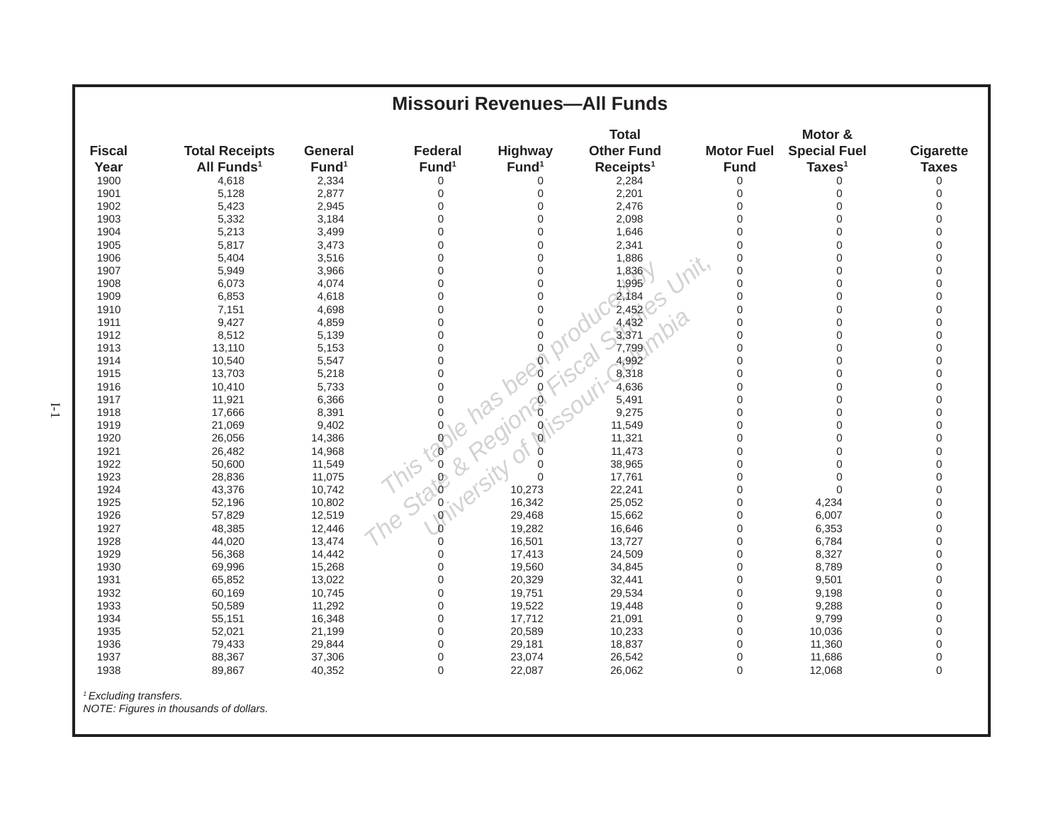# Missouri Revenues—All Funds

| Fiscal Year | Total Receipts All Funds[1] | General Fund[1] | Federal Fund[1] | Highway Fund[1] | Total Other Fund Receipts[1] | Motor Fuel Fund | Motor & Special Fuel Taxes[1] | Cigarette Taxes |
|---|---|---|---|---|---|---|---|---|
| 1900 | 4,618 | 2,334 | 0 | 0 | 2,284 | 0 | 0 | 0 |
| 1901 | 5,128 | 2,877 | 0 | 0 | 2,201 | 0 | 0 | 0 |
| 1902 | 5,423 | 2,945 | 0 | 0 | 2,476 | 0 | 0 | 0 |
| 1903 | 5,332 | 3,184 | 0 | 0 | 2,098 | 0 | 0 | 0 |
| 1904 | 5,213 | 3,499 | 0 | 0 | 1,646 | 0 | 0 | 0 |
| 1905 | 5,817 | 3,473 | 0 | 0 | 2,341 | 0 | 0 | 0 |
| 1906 | 5,404 | 3,516 | 0 | 0 | 1,886 | 0 | 0 | 0 |
| 1907 | 5,949 | 3,966 | 0 | 0 | 1,836 | 0 | 0 | 0 |
| 1908 | 6,073 | 4,074 | 0 | 0 | 1,995 | 0 | 0 | 0 |
| 1909 | 6,853 | 4,618 | 0 | 0 | 2,184 | 0 | 0 | 0 |
| 1910 | 7,151 | 4,698 | 0 | 0 | 2,452 | 0 | 0 | 0 |
| 1911 | 9,427 | 4,859 | 0 | 0 | 4,432 | 0 | 0 | 0 |
| 1912 | 8,512 | 5,139 | 0 | 0 | 3,371 | 0 | 0 | 0 |
| 1913 | 13,110 | 5,153 | 0 | 0 | 7,799 | 0 | 0 | 0 |
| 1914 | 10,540 | 5,547 | 0 | 0 | 4,992 | 0 | 0 | 0 |
| 1915 | 13,703 | 5,218 | 0 | 0 | 8,318 | 0 | 0 | 0 |
| 1916 | 10,410 | 5,733 | 0 | 0 | 4,636 | 0 | 0 | 0 |
| 1917 | 11,921 | 6,366 | 0 | 0 | 5,491 | 0 | 0 | 0 |
| 1918 | 17,666 | 8,391 | 0 | 0 | 9,275 | 0 | 0 | 0 |
| 1919 | 21,069 | 9,402 | 0 | 0 | 11,549 | 0 | 0 | 0 |
| 1920 | 26,056 | 14,386 | 0 | 0 | 11,321 | 0 | 0 | 0 |
| 1921 | 26,482 | 14,968 | 0 | 0 | 11,473 | 0 | 0 | 0 |
| 1922 | 50,600 | 11,549 | 0 | 0 | 38,965 | 0 | 0 | 0 |
| 1923 | 28,836 | 11,075 | 0 | 0 | 17,761 | 0 | 0 | 0 |
| 1924 | 43,376 | 10,742 | 0 | 10,273 | 22,241 | 0 | 0 | 0 |
| 1925 | 52,196 | 10,802 | 0 | 16,342 | 25,052 | 0 | 4,234 | 0 |
| 1926 | 57,829 | 12,519 | 0 | 29,468 | 15,662 | 0 | 6,007 | 0 |
| 1927 | 48,385 | 12,446 | 0 | 19,282 | 16,646 | 0 | 6,353 | 0 |
| 1928 | 44,020 | 13,474 | 0 | 16,501 | 13,727 | 0 | 6,784 | 0 |
| 1929 | 56,368 | 14,442 | 0 | 17,413 | 24,509 | 0 | 8,327 | 0 |
| 1930 | 69,996 | 15,268 | 0 | 19,560 | 34,845 | 0 | 8,789 | 0 |
| 1931 | 65,852 | 13,022 | 0 | 20,329 | 32,441 | 0 | 9,501 | 0 |
| 1932 | 60,169 | 10,745 | 0 | 19,751 | 29,534 | 0 | 9,198 | 0 |
| 1933 | 50,589 | 11,292 | 0 | 19,522 | 19,448 | 0 | 9,288 | 0 |
| 1934 | 55,151 | 16,348 | 0 | 17,712 | 21,091 | 0 | 9,799 | 0 |
| 1935 | 52,021 | 21,199 | 0 | 20,589 | 10,233 | 0 | 10,036 | 0 |
| 1936 | 79,433 | 29,844 | 0 | 29,181 | 18,837 | 0 | 11,360 | 0 |
| 1937 | 88,367 | 37,306 | 0 | 23,074 | 26,542 | 0 | 11,686 | 0 |
| 1938 | 89,867 | 40,352 | 0 | 22,087 | 26,062 | 0 | 12,068 | 0 |

[1] *Excluding transfers.*

*NOTE: Figures in thousands of dollars.*

This table has been produced by The State & Regional Fiscal Studies Unit, University of Missouri-Columbia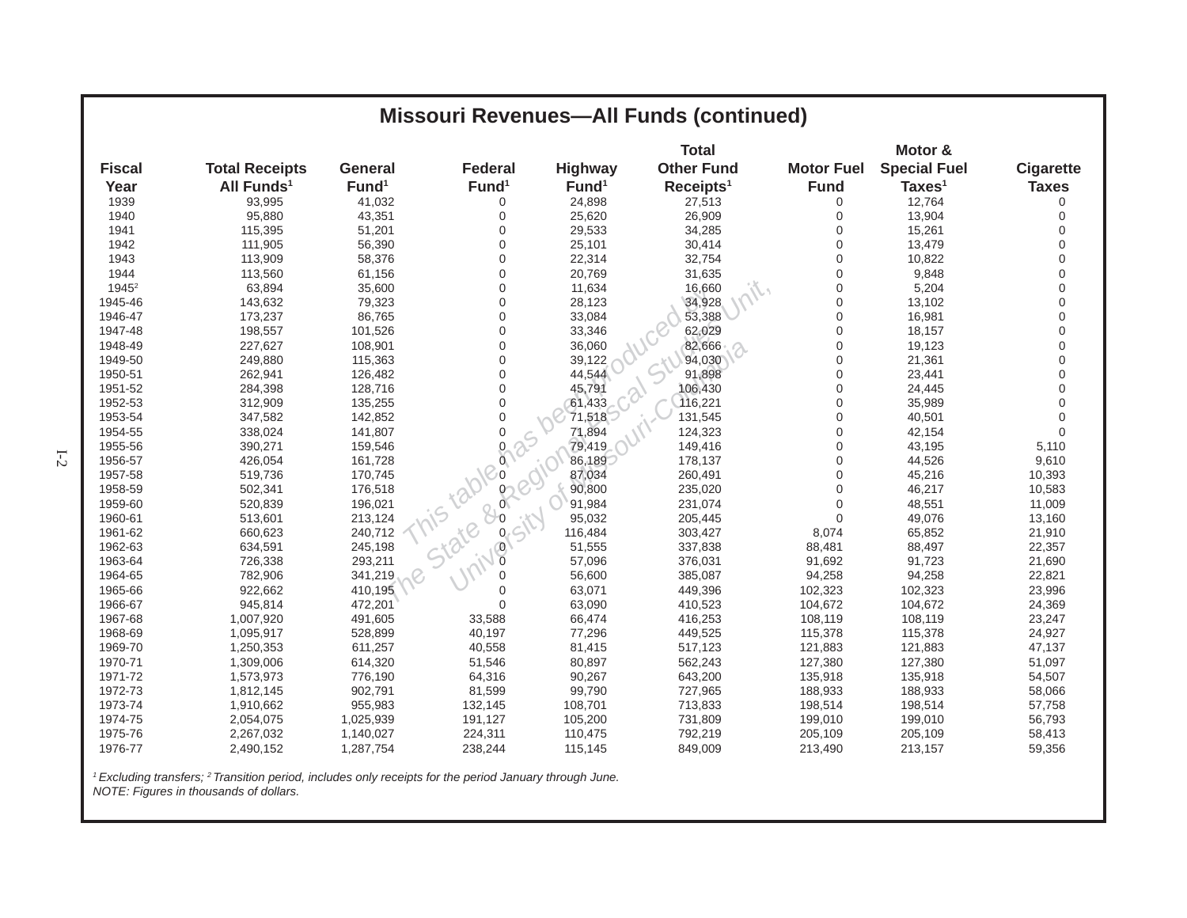# Missouri Revenues—All Funds (continued)

| Fiscal Year | Total Receipts All Funds[1] | General Fund[1] | Federal Fund[1] | Highway Fund[1] | Total Other Fund Receipts[1] | Motor Fuel Fund | Motor & Special Fuel Taxes[1] | Cigarette Taxes |
|---|---|---|---|---|---|---|---|---|
| 1939 | 93,995 | 41,032 | 0 | 24,898 | 27,513 | 0 | 12,764 | 0 |
| 1940 | 95,880 | 43,351 | 0 | 25,620 | 26,909 | 0 | 13,904 | 0 |
| 1941 | 115,395 | 51,201 | 0 | 29,533 | 34,285 | 0 | 15,261 | 0 |
| 1942 | 111,905 | 56,390 | 0 | 25,101 | 30,414 | 0 | 13,479 | 0 |
| 1943 | 113,909 | 58,376 | 0 | 22,314 | 32,754 | 0 | 10,822 | 0 |
| 1944 | 113,560 | 61,156 | 0 | 20,769 | 31,635 | 0 | 9,848 | 0 |
| 1945[2] | 63,894 | 35,600 | 0 | 11,634 | 16,660 | 0 | 5,204 | 0 |
| 1945-46 | 143,632 | 79,323 | 0 | 28,123 | 34,928 | 0 | 13,102 | 0 |
| 1946-47 | 173,237 | 86,765 | 0 | 33,084 | 53,388 | 0 | 16,981 | 0 |
| 1947-48 | 198,557 | 101,526 | 0 | 33,346 | 62,029 | 0 | 18,157 | 0 |
| 1948-49 | 227,627 | 108,901 | 0 | 36,060 | 82,666 | 0 | 19,123 | 0 |
| 1949-50 | 249,880 | 115,363 | 0 | 39,122 | 94,030 | 0 | 21,361 | 0 |
| 1950-51 | 262,941 | 126,482 | 0 | 44,544 | 91,898 | 0 | 23,441 | 0 |
| 1951-52 | 284,398 | 128,716 | 0 | 45,791 | 106,430 | 0 | 24,445 | 0 |
| 1952-53 | 312,909 | 135,255 | 0 | 61,433 | 116,221 | 0 | 35,989 | 0 |
| 1953-54 | 347,582 | 142,852 | 0 | 71,518 | 131,545 | 0 | 40,501 | 0 |
| 1954-55 | 338,024 | 141,807 | 0 | 71,894 | 124,323 | 0 | 42,154 | 0 |
| 1955-56 | 390,271 | 159,546 | 0 | 79,419 | 149,416 | 0 | 43,195 | 5,110 |
| 1956-57 | 426,054 | 161,728 | 0 | 86,189 | 178,137 | 0 | 44,526 | 9,610 |
| 1957-58 | 519,736 | 170,745 | 0 | 87,034 | 260,491 | 0 | 45,216 | 10,393 |
| 1958-59 | 502,341 | 176,518 | 0 | 90,800 | 235,020 | 0 | 46,217 | 10,583 |
| 1959-60 | 520,839 | 196,021 | 0 | 91,984 | 231,074 | 0 | 48,551 | 11,009 |
| 1960-61 | 513,601 | 213,124 | 0 | 95,032 | 205,445 | 0 | 49,076 | 13,160 |
| 1961-62 | 660,623 | 240,712 | 0 | 116,484 | 303,427 | 8,074 | 65,852 | 21,910 |
| 1962-63 | 634,591 | 245,198 | 0 | 51,555 | 337,838 | 88,481 | 88,497 | 22,357 |
| 1963-64 | 726,338 | 293,211 | 0 | 57,096 | 376,031 | 91,692 | 91,723 | 21,690 |
| 1964-65 | 782,906 | 341,219 | 0 | 56,600 | 385,087 | 94,258 | 94,258 | 22,821 |
| 1965-66 | 922,662 | 410,195 | 0 | 63,071 | 449,396 | 102,323 | 102,323 | 23,996 |
| 1966-67 | 945,814 | 472,201 | 0 | 63,090 | 410,523 | 104,672 | 104,672 | 24,369 |
| 1967-68 | 1,007,920 | 491,605 | 33,588 | 66,474 | 416,253 | 108,119 | 108,119 | 23,247 |
| 1968-69 | 1,095,917 | 528,899 | 40,197 | 77,296 | 449,525 | 115,378 | 115,378 | 24,927 |
| 1969-70 | 1,250,353 | 611,257 | 40,558 | 81,415 | 517,123 | 121,883 | 121,883 | 47,137 |
| 1970-71 | 1,309,006 | 614,320 | 51,546 | 80,897 | 562,243 | 127,380 | 127,380 | 51,097 |
| 1971-72 | 1,573,973 | 776,190 | 64,316 | 90,267 | 643,200 | 135,918 | 135,918 | 54,507 |
| 1972-73 | 1,812,145 | 902,791 | 81,599 | 99,790 | 727,965 | 188,933 | 188,933 | 58,066 |
| 1973-74 | 1,910,662 | 955,983 | 132,145 | 108,701 | 713,833 | 198,514 | 198,514 | 57,758 |
| 1974-75 | 2,054,075 | 1,025,939 | 191,127 | 105,200 | 731,809 | 199,010 | 199,010 | 56,793 |
| 1975-76 | 2,267,032 | 1,140,027 | 224,311 | 110,475 | 792,219 | 205,109 | 205,109 | 58,413 |
| 1976-77 | 2,490,152 | 1,287,754 | 238,244 | 115,145 | 849,009 | 213,490 | 213,157 | 59,356 |

*[1] Excluding transfers; [2] Transition period, includes only receipts for the period January through June.*
*NOTE: Figures in thousands of dollars.*

This table has been produced by The State & Regional Fiscal Studies Unit, University of Missouri-Columbia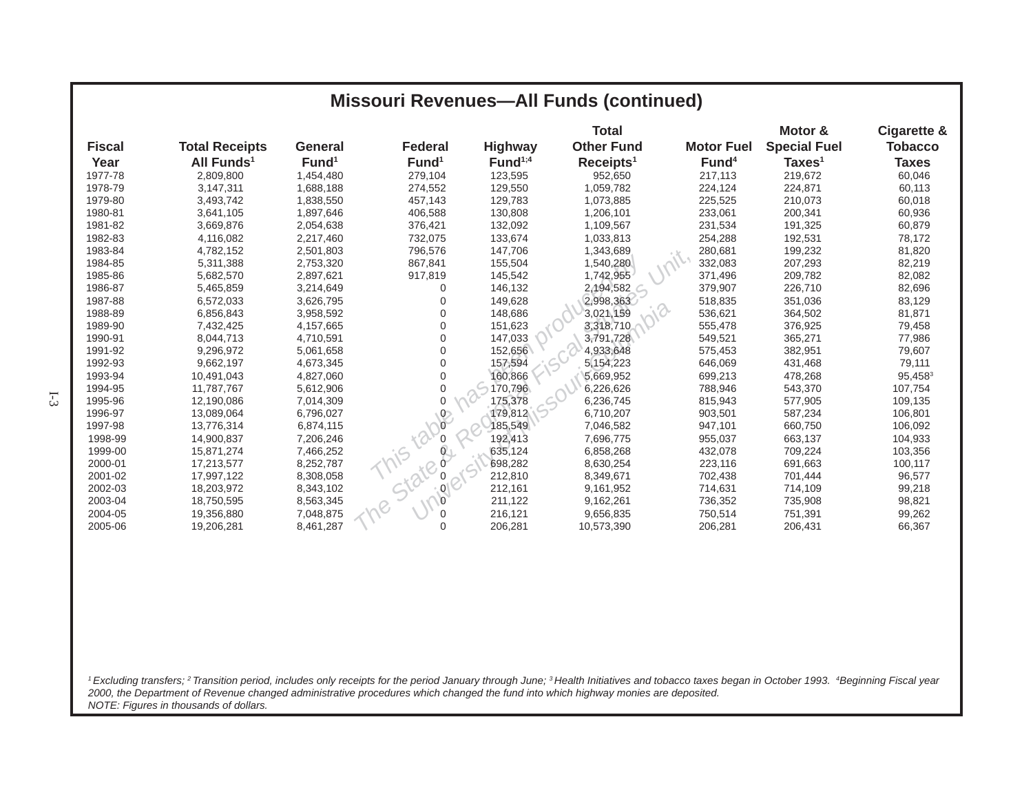# Missouri Revenues—All Funds (continued)

| Fiscal Year | Total Receipts All Funds[1] | General Fund[1] | Federal Fund[1] | Highway Fund[1;4] | Total Other Fund Receipts[1] | Motor Fuel Fund[4] | Motor & Special Fuel Taxes[1] | Cigarette & Tobacco Taxes |
|---|---|---|---|---|---|---|---|---|
| 1977-78 | 2,809,800 | 1,454,480 | 279,104 | 123,595 | 952,650 | 217,113 | 219,672 | 60,046 |
| 1978-79 | 3,147,311 | 1,688,188 | 274,552 | 129,550 | 1,059,782 | 224,124 | 224,871 | 60,113 |
| 1979-80 | 3,493,742 | 1,838,550 | 457,143 | 129,783 | 1,073,885 | 225,525 | 210,073 | 60,018 |
| 1980-81 | 3,641,105 | 1,897,646 | 406,588 | 130,808 | 1,206,101 | 233,061 | 200,341 | 60,936 |
| 1981-82 | 3,669,876 | 2,054,638 | 376,421 | 132,092 | 1,109,567 | 231,534 | 191,325 | 60,879 |
| 1982-83 | 4,116,082 | 2,217,460 | 732,075 | 133,674 | 1,033,813 | 254,288 | 192,531 | 78,172 |
| 1983-84 | 4,782,152 | 2,501,803 | 796,576 | 147,706 | 1,343,689 | 280,681 | 199,232 | 81,820 |
| 1984-85 | 5,311,388 | 2,753,320 | 867,841 | 155,504 | 1,540,280 | 332,083 | 207,293 | 82,219 |
| 1985-86 | 5,682,570 | 2,897,621 | 917,819 | 145,542 | 1,742,955 | 371,496 | 209,782 | 82,082 |
| 1986-87 | 5,465,859 | 3,214,649 | 0 | 146,132 | 2,194,582 | 379,907 | 226,710 | 82,696 |
| 1987-88 | 6,572,033 | 3,626,795 | 0 | 149,628 | 2,998,363 | 518,835 | 351,036 | 83,129 |
| 1988-89 | 6,856,843 | 3,958,592 | 0 | 148,686 | 3,021,159 | 536,621 | 364,502 | 81,871 |
| 1989-90 | 7,432,425 | 4,157,665 | 0 | 151,623 | 3,318,710 | 555,478 | 376,925 | 79,458 |
| 1990-91 | 8,044,713 | 4,710,591 | 0 | 147,033 | 3,791,728 | 549,521 | 365,271 | 77,986 |
| 1991-92 | 9,296,972 | 5,061,658 | 0 | 152,656 | 4,933,648 | 575,453 | 382,951 | 79,607 |
| 1992-93 | 9,662,197 | 4,673,345 | 0 | 157,594 | 5,154,223 | 646,069 | 431,468 | 79,111 |
| 1993-94 | 10,491,043 | 4,827,060 | 0 | 160,866 | 5,669,952 | 699,213 | 478,268 | 95,458[3] |
| 1994-95 | 11,787,767 | 5,612,906 | 0 | 170,796 | 6,226,626 | 788,946 | 543,370 | 107,754 |
| 1995-96 | 12,190,086 | 7,014,309 | 0 | 175,378 | 6,236,745 | 815,943 | 577,905 | 109,135 |
| 1996-97 | 13,089,064 | 6,796,027 | 0 | 179,812 | 6,710,207 | 903,501 | 587,234 | 106,801 |
| 1997-98 | 13,776,314 | 6,874,115 | 0 | 185,549 | 7,046,582 | 947,101 | 660,750 | 106,092 |
| 1998-99 | 14,900,837 | 7,206,246 | 0 | 192,413 | 7,696,775 | 955,037 | 663,137 | 104,933 |
| 1999-00 | 15,871,274 | 7,466,252 | 0 | 635,124 | 6,858,268 | 432,078 | 709,224 | 103,356 |
| 2000-01 | 17,213,577 | 8,252,787 | 0 | 698,282 | 8,630,254 | 223,116 | 691,663 | 100,117 |
| 2001-02 | 17,997,122 | 8,308,058 | 0 | 212,810 | 8,349,671 | 702,438 | 701,444 | 96,577 |
| 2002-03 | 18,203,972 | 8,343,102 | 0 | 212,161 | 9,161,952 | 714,631 | 714,109 | 99,218 |
| 2003-04 | 18,750,595 | 8,563,345 | 0 | 211,122 | 9,162,261 | 736,352 | 735,908 | 98,821 |
| 2004-05 | 19,356,880 | 7,048,875 | 0 | 216,121 | 9,656,835 | 750,514 | 751,391 | 99,262 |
| 2005-06 | 19,206,281 | 8,461,287 | 0 | 206,281 | 10,573,390 | 206,281 | 206,431 | 66,367 |

*[1] Excluding transfers; [2] Transition period, includes only receipts for the period January through June; [3] Health Initiatives and tobacco taxes began in October 1993. [4] Beginning Fiscal year 2000, the Department of Revenue changed administrative procedures which changed the fund into which highway monies are deposited.*
*NOTE: Figures in thousands of dollars.*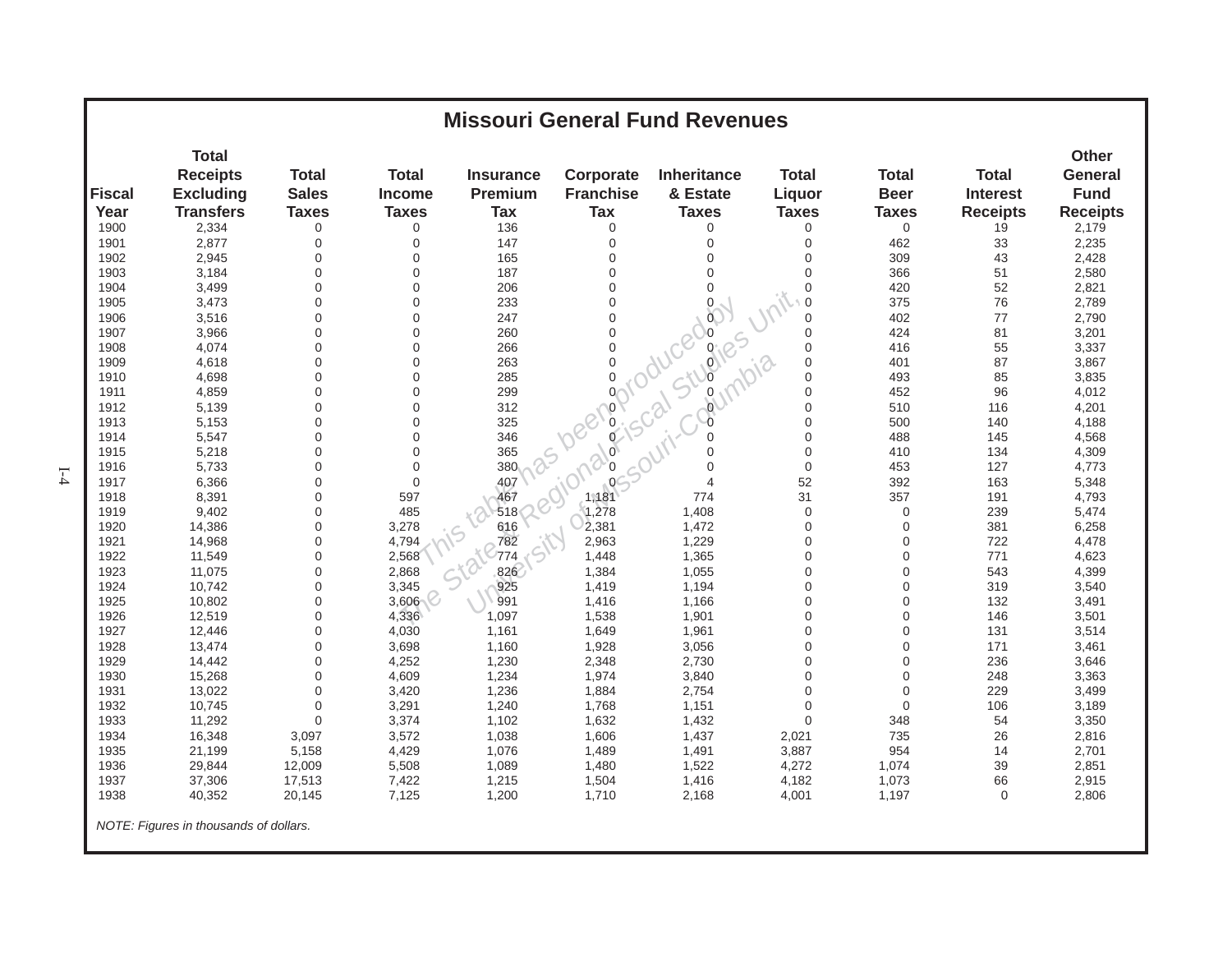# Missouri General Fund Revenues

| Fiscal Year | Total Receipts Excluding Transfers | Total Sales Taxes | Total Income Taxes | Insurance Premium Tax | Corporate Franchise Tax | Inheritance & Estate Taxes | Total Liquor Taxes | Total Beer Taxes | Total Interest Receipts | Other General Fund Receipts |
|---|---|---|---|---|---|---|---|---|---|---|
| 1900 | 2,334 | 0 | 0 | 136 | 0 | 0 | 0 | 0 | 19 | 2,179 |
| 1901 | 2,877 | 0 | 0 | 147 | 0 | 0 | 0 | 462 | 33 | 2,235 |
| 1902 | 2,945 | 0 | 0 | 165 | 0 | 0 | 0 | 309 | 43 | 2,428 |
| 1903 | 3,184 | 0 | 0 | 187 | 0 | 0 | 0 | 366 | 51 | 2,580 |
| 1904 | 3,499 | 0 | 0 | 206 | 0 | 0 | 0 | 420 | 52 | 2,821 |
| 1905 | 3,473 | 0 | 0 | 233 | 0 | 0 | 0 | 375 | 76 | 2,789 |
| 1906 | 3,516 | 0 | 0 | 247 | 0 | 0 | 0 | 402 | 77 | 2,790 |
| 1907 | 3,966 | 0 | 0 | 260 | 0 | 0 | 0 | 424 | 81 | 3,201 |
| 1908 | 4,074 | 0 | 0 | 266 | 0 | 0 | 0 | 416 | 55 | 3,337 |
| 1909 | 4,618 | 0 | 0 | 263 | 0 | 0 | 0 | 401 | 87 | 3,867 |
| 1910 | 4,698 | 0 | 0 | 285 | 0 | 0 | 0 | 493 | 85 | 3,835 |
| 1911 | 4,859 | 0 | 0 | 299 | 0 | 0 | 0 | 452 | 96 | 4,012 |
| 1912 | 5,139 | 0 | 0 | 312 | 0 | 0 | 0 | 510 | 116 | 4,201 |
| 1913 | 5,153 | 0 | 0 | 325 | 0 | 0 | 0 | 500 | 140 | 4,188 |
| 1914 | 5,547 | 0 | 0 | 346 | 0 | 0 | 0 | 488 | 145 | 4,568 |
| 1915 | 5,218 | 0 | 0 | 365 | 0 | 0 | 0 | 410 | 134 | 4,309 |
| 1916 | 5,733 | 0 | 0 | 380 | 0 | 0 | 0 | 453 | 127 | 4,773 |
| 1917 | 6,366 | 0 | 0 | 407 | 0 | 4 | 52 | 392 | 163 | 5,348 |
| 1918 | 8,391 | 0 | 597 | 467 | 1,181 | 774 | 31 | 357 | 191 | 4,793 |
| 1919 | 9,402 | 0 | 485 | 518 | 1,278 | 1,408 | 0 | 0 | 239 | 5,474 |
| 1920 | 14,386 | 0 | 3,278 | 616 | 2,381 | 1,472 | 0 | 0 | 381 | 6,258 |
| 1921 | 14,968 | 0 | 4,794 | 782 | 2,963 | 1,229 | 0 | 0 | 722 | 4,478 |
| 1922 | 11,549 | 0 | 2,568 | 774 | 1,448 | 1,365 | 0 | 0 | 771 | 4,623 |
| 1923 | 11,075 | 0 | 2,868 | 826 | 1,384 | 1,055 | 0 | 0 | 543 | 4,399 |
| 1924 | 10,742 | 0 | 3,345 | 925 | 1,419 | 1,194 | 0 | 0 | 319 | 3,540 |
| 1925 | 10,802 | 0 | 3,606 | 991 | 1,416 | 1,166 | 0 | 0 | 132 | 3,491 |
| 1926 | 12,519 | 0 | 4,336 | 1,097 | 1,538 | 1,901 | 0 | 0 | 146 | 3,501 |
| 1927 | 12,446 | 0 | 4,030 | 1,161 | 1,649 | 1,961 | 0 | 0 | 131 | 3,514 |
| 1928 | 13,474 | 0 | 3,698 | 1,160 | 1,928 | 3,056 | 0 | 0 | 171 | 3,461 |
| 1929 | 14,442 | 0 | 4,252 | 1,230 | 2,348 | 2,730 | 0 | 0 | 236 | 3,646 |
| 1930 | 15,268 | 0 | 4,609 | 1,234 | 1,974 | 3,840 | 0 | 0 | 248 | 3,363 |
| 1931 | 13,022 | 0 | 3,420 | 1,236 | 1,884 | 2,754 | 0 | 0 | 229 | 3,499 |
| 1932 | 10,745 | 0 | 3,291 | 1,240 | 1,768 | 1,151 | 0 | 0 | 106 | 3,189 |
| 1933 | 11,292 | 0 | 3,374 | 1,102 | 1,632 | 1,432 | 0 | 348 | 54 | 3,350 |
| 1934 | 16,348 | 3,097 | 3,572 | 1,038 | 1,606 | 1,437 | 2,021 | 735 | 26 | 2,816 |
| 1935 | 21,199 | 5,158 | 4,429 | 1,076 | 1,489 | 1,491 | 3,887 | 954 | 14 | 2,701 |
| 1936 | 29,844 | 12,009 | 5,508 | 1,089 | 1,480 | 1,522 | 4,272 | 1,074 | 39 | 2,851 |
| 1937 | 37,306 | 17,513 | 7,422 | 1,215 | 1,504 | 1,416 | 4,182 | 1,073 | 66 | 2,915 |
| 1938 | 40,352 | 20,145 | 7,125 | 1,200 | 1,710 | 2,168 | 4,001 | 1,197 | 0 | 2,806 |

*NOTE: Figures in thousands of dollars.*

This table has been produced by the State Regional Fiscal Studies Unit, University of Missouri-Columbia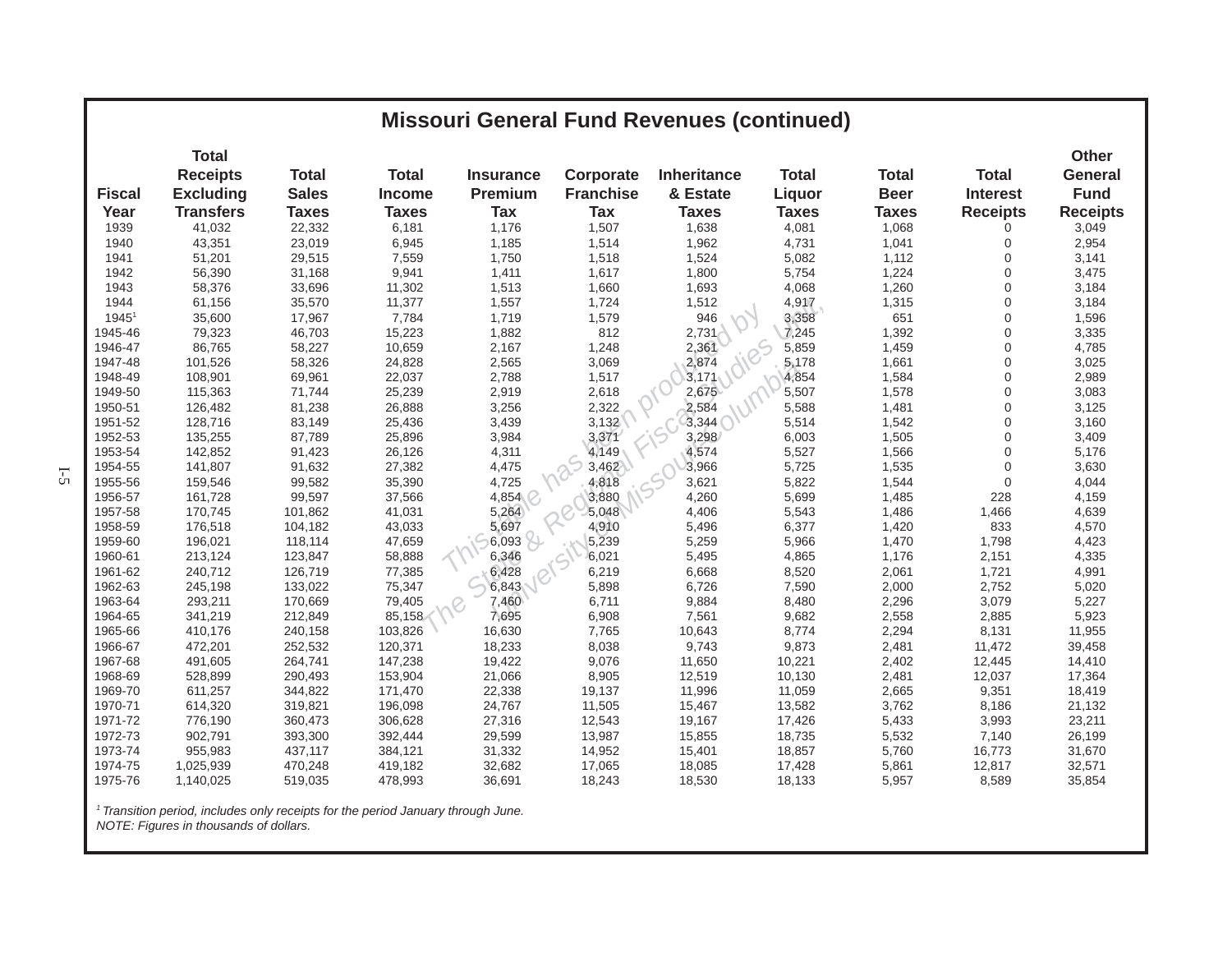# Missouri General Fund Revenues (continued)

| Fiscal Year | Total Receipts Excluding Transfers | Total Sales Taxes | Total Income Taxes | Insurance Premium Tax | Corporate Franchise Tax | Inheritance & Estate Taxes | Total Liquor Taxes | Total Beer Taxes | Total Interest Receipts | Other General Fund Receipts |
|---|---|---|---|---|---|---|---|---|---|---|
| 1939 | 41,032 | 22,332 | 6,181 | 1,176 | 1,507 | 1,638 | 4,081 | 1,068 | 0 | 3,049 |
| 1940 | 43,351 | 23,019 | 6,945 | 1,185 | 1,514 | 1,962 | 4,731 | 1,041 | 0 | 2,954 |
| 1941 | 51,201 | 29,515 | 7,559 | 1,750 | 1,518 | 1,524 | 5,082 | 1,112 | 0 | 3,141 |
| 1942 | 56,390 | 31,168 | 9,941 | 1,411 | 1,617 | 1,800 | 5,754 | 1,224 | 0 | 3,475 |
| 1943 | 58,376 | 33,696 | 11,302 | 1,513 | 1,660 | 1,693 | 4,068 | 1,260 | 0 | 3,184 |
| 1944 | 61,156 | 35,570 | 11,377 | 1,557 | 1,724 | 1,512 | 4,917 | 1,315 | 0 | 3,184 |
| 1945[1] | 35,600 | 17,967 | 7,784 | 1,719 | 1,579 | 946 | 3,358 | 651 | 0 | 1,596 |
| 1945-46 | 79,323 | 46,703 | 15,223 | 1,882 | 812 | 2,731 | 7,245 | 1,392 | 0 | 3,335 |
| 1946-47 | 86,765 | 58,227 | 10,659 | 2,167 | 1,248 | 2,361 | 5,859 | 1,459 | 0 | 4,785 |
| 1947-48 | 101,526 | 58,326 | 24,828 | 2,565 | 3,069 | 2,874 | 5,178 | 1,661 | 0 | 3,025 |
| 1948-49 | 108,901 | 69,961 | 22,037 | 2,788 | 1,517 | 3,171 | 4,854 | 1,584 | 0 | 2,989 |
| 1949-50 | 115,363 | 71,744 | 25,239 | 2,919 | 2,618 | 2,675 | 5,507 | 1,578 | 0 | 3,083 |
| 1950-51 | 126,482 | 81,238 | 26,888 | 3,256 | 2,322 | 2,584 | 5,588 | 1,481 | 0 | 3,125 |
| 1951-52 | 128,716 | 83,149 | 25,436 | 3,439 | 3,132 | 3,344 | 5,514 | 1,542 | 0 | 3,160 |
| 1952-53 | 135,255 | 87,789 | 25,896 | 3,984 | 3,371 | 3,298 | 6,003 | 1,505 | 0 | 3,409 |
| 1953-54 | 142,852 | 91,423 | 26,126 | 4,311 | 4,149 | 4,574 | 5,527 | 1,566 | 0 | 5,176 |
| 1954-55 | 141,807 | 91,632 | 27,382 | 4,475 | 3,462 | 3,966 | 5,725 | 1,535 | 0 | 3,630 |
| 1955-56 | 159,546 | 99,582 | 35,390 | 4,725 | 4,818 | 3,621 | 5,822 | 1,544 | 0 | 4,044 |
| 1956-57 | 161,728 | 99,597 | 37,566 | 4,854 | 3,880 | 4,260 | 5,699 | 1,485 | 228 | 4,159 |
| 1957-58 | 170,745 | 101,862 | 41,031 | 5,264 | 5,048 | 4,406 | 5,543 | 1,486 | 1,466 | 4,639 |
| 1958-59 | 176,518 | 104,182 | 43,033 | 5,697 | 4,910 | 5,496 | 6,377 | 1,420 | 833 | 4,570 |
| 1959-60 | 196,021 | 118,114 | 47,659 | 6,093 | 5,239 | 5,259 | 5,966 | 1,470 | 1,798 | 4,423 |
| 1960-61 | 213,124 | 123,847 | 58,888 | 6,346 | 6,021 | 5,495 | 4,865 | 1,176 | 2,151 | 4,335 |
| 1961-62 | 240,712 | 126,719 | 77,385 | 6,428 | 6,219 | 6,668 | 8,520 | 2,061 | 1,721 | 4,991 |
| 1962-63 | 245,198 | 133,022 | 75,347 | 6,843 | 5,898 | 6,726 | 7,590 | 2,000 | 2,752 | 5,020 |
| 1963-64 | 293,211 | 170,669 | 79,405 | 7,460 | 6,711 | 9,884 | 8,480 | 2,296 | 3,079 | 5,227 |
| 1964-65 | 341,219 | 212,849 | 85,158 | 7,695 | 6,908 | 7,561 | 9,682 | 2,558 | 2,885 | 5,923 |
| 1965-66 | 410,176 | 240,158 | 103,826 | 16,630 | 7,765 | 10,643 | 8,774 | 2,294 | 8,131 | 11,955 |
| 1966-67 | 472,201 | 252,532 | 120,371 | 18,233 | 8,038 | 9,743 | 9,873 | 2,481 | 11,472 | 39,458 |
| 1967-68 | 491,605 | 264,741 | 147,238 | 19,422 | 9,076 | 11,650 | 10,221 | 2,402 | 12,445 | 14,410 |
| 1968-69 | 528,899 | 290,493 | 153,904 | 21,066 | 8,905 | 12,519 | 10,130 | 2,481 | 12,037 | 17,364 |
| 1969-70 | 611,257 | 344,822 | 171,470 | 22,338 | 19,137 | 11,996 | 11,059 | 2,665 | 9,351 | 18,419 |
| 1970-71 | 614,320 | 319,821 | 196,098 | 24,767 | 11,505 | 15,467 | 13,582 | 3,762 | 8,186 | 21,132 |
| 1971-72 | 776,190 | 360,473 | 306,628 | 27,316 | 12,543 | 19,167 | 17,426 | 5,433 | 3,993 | 23,211 |
| 1972-73 | 902,791 | 393,300 | 392,444 | 29,599 | 13,987 | 15,855 | 18,735 | 5,532 | 7,140 | 26,199 |
| 1973-74 | 955,983 | 437,117 | 384,121 | 31,332 | 14,952 | 15,401 | 18,857 | 5,760 | 16,773 | 31,670 |
| 1974-75 | 1,025,939 | 470,248 | 419,182 | 32,682 | 17,065 | 18,085 | 17,428 | 5,861 | 12,817 | 32,571 |
| 1975-76 | 1,140,025 | 519,035 | 478,993 | 36,691 | 18,243 | 18,530 | 18,133 | 5,957 | 8,589 | 35,854 |

*[1] Transition period, includes only receipts for the period January through June.*

*NOTE: Figures in thousands of dollars.*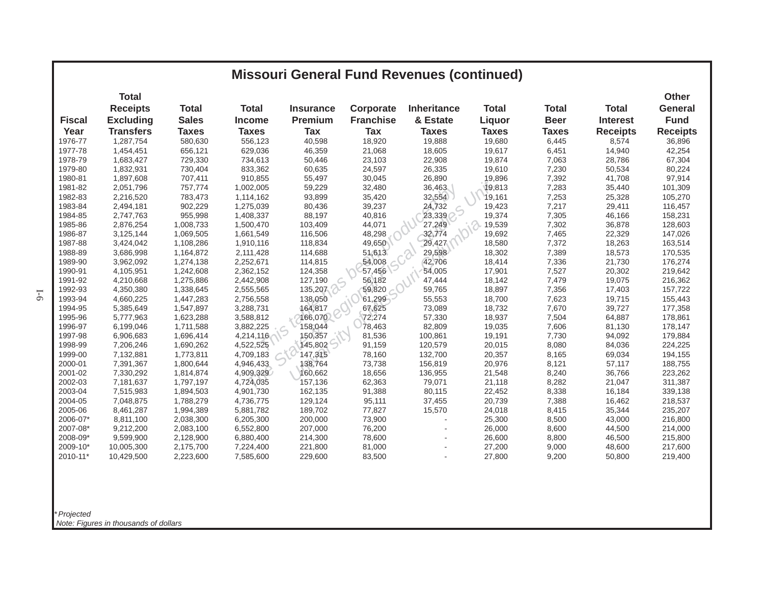## Missouri General Fund Revenues (continued)

| Fiscal Year | Total Receipts Excluding Transfers | Total Sales Taxes | Total Income Taxes | Insurance Premium Tax | Corporate Franchise Tax | Inheritance & Estate Taxes | Total Liquor Taxes | Total Beer Taxes | Total Interest Receipts | Other General Fund Receipts |
|---|---|---|---|---|---|---|---|---|---|---|
| 1976-77 | 1,287,754 | 580,630 | 556,123 | 40,598 | 18,920 | 19,888 | 19,680 | 6,445 | 8,574 | 36,896 |
| 1977-78 | 1,454,451 | 656,121 | 629,036 | 46,359 | 21,068 | 18,605 | 19,617 | 6,451 | 14,940 | 42,254 |
| 1978-79 | 1,683,427 | 729,330 | 734,613 | 50,446 | 23,103 | 22,908 | 19,874 | 7,063 | 28,786 | 67,304 |
| 1979-80 | 1,832,931 | 730,404 | 833,362 | 60,635 | 24,597 | 26,335 | 19,610 | 7,230 | 50,534 | 80,224 |
| 1980-81 | 1,897,608 | 707,411 | 910,855 | 55,497 | 30,045 | 26,890 | 19,896 | 7,392 | 41,708 | 97,914 |
| 1981-82 | 2,051,796 | 757,774 | 1,002,005 | 59,229 | 32,480 | 36,463 | 19,813 | 7,283 | 35,440 | 101,309 |
| 1982-83 | 2,216,520 | 783,473 | 1,114,162 | 93,899 | 35,420 | 32,554 | 19,161 | 7,253 | 25,328 | 105,270 |
| 1983-84 | 2,494,181 | 902,229 | 1,275,039 | 80,436 | 39,237 | 24,732 | 19,423 | 7,217 | 29,411 | 116,457 |
| 1984-85 | 2,747,763 | 955,998 | 1,408,337 | 88,197 | 40,816 | 23,339 | 19,374 | 7,305 | 46,166 | 158,231 |
| 1985-86 | 2,876,254 | 1,008,733 | 1,500,470 | 103,409 | 44,071 | 27,249 | 19,539 | 7,302 | 36,878 | 128,603 |
| 1986-87 | 3,125,144 | 1,069,505 | 1,661,549 | 116,506 | 48,298 | 32,774 | 19,692 | 7,465 | 22,329 | 147,026 |
| 1987-88 | 3,424,042 | 1,108,286 | 1,910,116 | 118,834 | 49,650 | 29,427 | 18,580 | 7,372 | 18,263 | 163,514 |
| 1988-89 | 3,686,998 | 1,164,872 | 2,111,428 | 114,688 | 51,613 | 29,598 | 18,302 | 7,389 | 18,573 | 170,535 |
| 1989-90 | 3,962,092 | 1,274,138 | 2,252,671 | 114,815 | 54,008 | 42,706 | 18,414 | 7,336 | 21,730 | 176,274 |
| 1990-91 | 4,105,951 | 1,242,608 | 2,362,152 | 124,358 | 57,456 | 54,005 | 17,901 | 7,527 | 20,302 | 219,642 |
| 1991-92 | 4,210,668 | 1,275,886 | 2,442,908 | 127,190 | 56,182 | 47,444 | 18,142 | 7,479 | 19,075 | 216,362 |
| 1992-93 | 4,350,380 | 1,338,645 | 2,555,565 | 135,207 | 59,820 | 59,765 | 18,897 | 7,356 | 17,403 | 157,722 |
| 1993-94 | 4,660,225 | 1,447,283 | 2,756,558 | 138,050 | 61,299 | 55,553 | 18,700 | 7,623 | 19,715 | 155,443 |
| 1994-95 | 5,385,649 | 1,547,897 | 3,288,731 | 164,817 | 67,625 | 73,089 | 18,732 | 7,670 | 39,727 | 177,358 |
| 1995-96 | 5,777,963 | 1,623,288 | 3,588,812 | 166,070 | 72,274 | 57,330 | 18,937 | 7,504 | 64,887 | 178,861 |
| 1996-97 | 6,199,046 | 1,711,588 | 3,882,225 | 158,044 | 78,463 | 82,809 | 19,035 | 7,606 | 81,130 | 178,147 |
| 1997-98 | 6,906,683 | 1,696,414 | 4,214,116 | 150,357 | 81,536 | 100,861 | 19,191 | 7,730 | 94,092 | 179,884 |
| 1998-99 | 7,206,246 | 1,690,262 | 4,522,525 | 145,802 | 91,159 | 120,579 | 20,015 | 8,080 | 84,036 | 224,225 |
| 1999-00 | 7,132,881 | 1,773,811 | 4,709,183 | 147,315 | 78,160 | 132,700 | 20,357 | 8,165 | 69,034 | 194,155 |
| 2000-01 | 7,391,367 | 1,800,644 | 4,946,433 | 138,764 | 73,738 | 156,819 | 20,976 | 8,121 | 57,117 | 188,755 |
| 2001-02 | 7,330,292 | 1,814,874 | 4,909,329 | 160,662 | 18,656 | 136,955 | 21,548 | 8,240 | 36,766 | 223,262 |
| 2002-03 | 7,181,637 | 1,797,197 | 4,724,035 | 157,136 | 62,363 | 79,071 | 21,118 | 8,282 | 21,047 | 311,387 |
| 2003-04 | 7,515,983 | 1,894,503 | 4,901,730 | 162,135 | 91,388 | 80,115 | 22,452 | 8,338 | 16,184 | 339,138 |
| 2004-05 | 7,048,875 | 1,788,279 | 4,736,775 | 129,124 | 95,111 | 37,455 | 20,739 | 7,388 | 16,462 | 218,537 |
| 2005-06 | 8,461,287 | 1,994,389 | 5,881,782 | 189,702 | 77,827 | 15,570 | 24,018 | 8,415 | 35,344 | 235,207 |
| 2006-07* | 8,811,100 | 2,038,300 | 6,205,300 | 200,000 | 73,900 | - | 25,300 | 8,500 | 43,000 | 216,800 |
| 2007-08* | 9,212,200 | 2,083,100 | 6,552,800 | 207,000 | 76,200 | - | 26,000 | 8,600 | 44,500 | 214,000 |
| 2008-09* | 9,599,900 | 2,128,900 | 6,880,400 | 214,300 | 78,600 | - | 26,600 | 8,800 | 46,500 | 215,800 |
| 2009-10* | 10,005,300 | 2,175,700 | 7,224,400 | 221,800 | 81,000 | - | 27,200 | 9,000 | 48,600 | 217,600 |
| 2010-11* | 10,429,500 | 2,223,600 | 7,585,600 | 229,600 | 83,500 | - | 27,800 | 9,200 | 50,800 | 219,400 |

*\* Projected*

*Note: Figures in thousands of dollars*